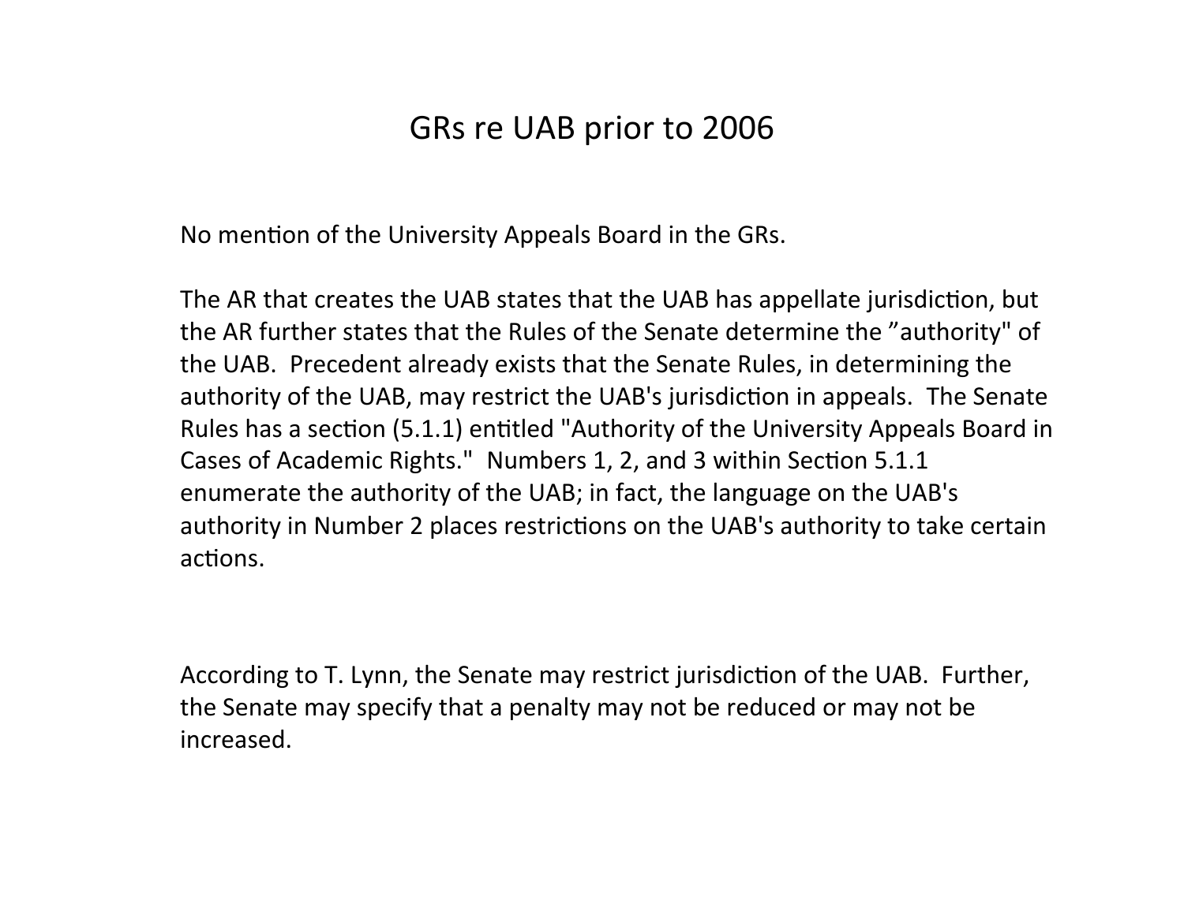# GRs re UAB prior to 2006

No mention of the University Appeals Board in the GRs.

The AR that creates the UAB states that the UAB has appellate jurisdiction, but the AR further states that the Rules of the Senate determine the ”authority" of the UAB. Precedent already exists that the Senate Rules, in determining the authority of the UAB, may restrict the UAB's jurisdiction in appeals. The Senate Rules has a section (5.1.1) entitled "Authority of the University Appeals Board in Cases of Academic Rights." Numbers 1, 2, and 3 within Section 5.1.1 enumerate the authority of the UAB; in fact, the language on the UAB's authority in Number 2 places restrictions on the UAB's authority to take certain actions.

According to T. Lynn, the Senate may restrict jurisdiction of the UAB. Further, the Senate may specify that a penalty may not be reduced or may not be increased.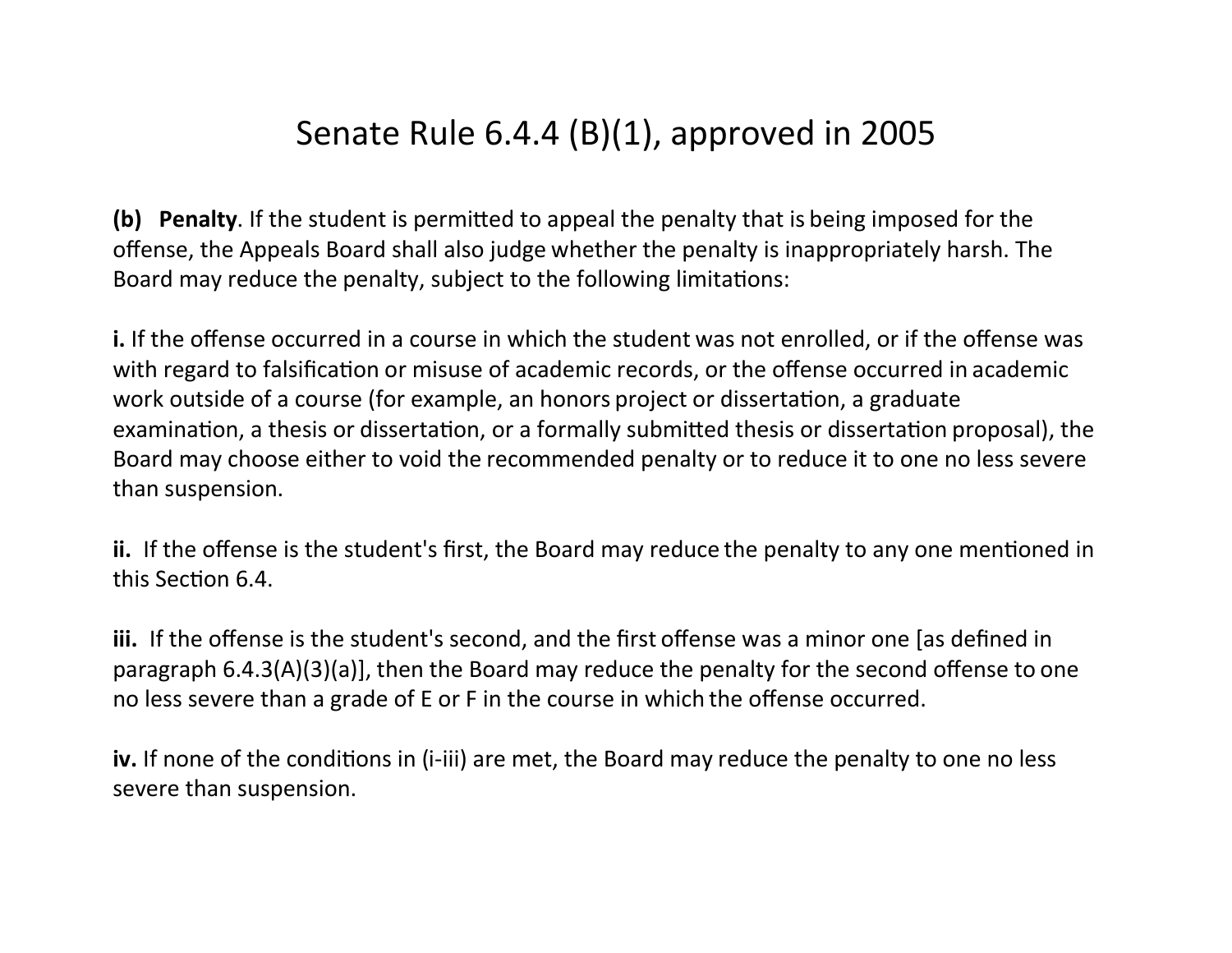# Senate Rule 6.4.4 (B)(1), approved in 2005

**(b) Penalty**. If the student is permitted to appeal the penalty that is being imposed for the offense, the Appeals Board shall also judge whether the penalty is inappropriately harsh. The Board may reduce the penalty, subject to the following limitations:

**i.** If the offense occurred in a course in which the student was not enrolled, or if the offense was with regard to falsification or misuse of academic records, or the offense occurred in academic work outside of a course (for example, an honors project or dissertation, a graduate examination, a thesis or dissertation, or a formally submitted thesis or dissertation proposal), the Board may choose either to void the recommended penalty or to reduce it to one no less severe than suspension.

**ii.** If the offense is the student's first, the Board may reduce the penalty to any one mentioned in this Section 6.4.

**iii.** If the offense is the student's second, and the first offense was a minor one [as defined in paragraph 6.4.3(A)(3)(a)], then the Board may reduce the penalty for the second offense to one no less severe than a grade of E or F in the course in which the offense occurred.

**iv.** If none of the conditions in (i-iii) are met, the Board may reduce the penalty to one no less severe than suspension.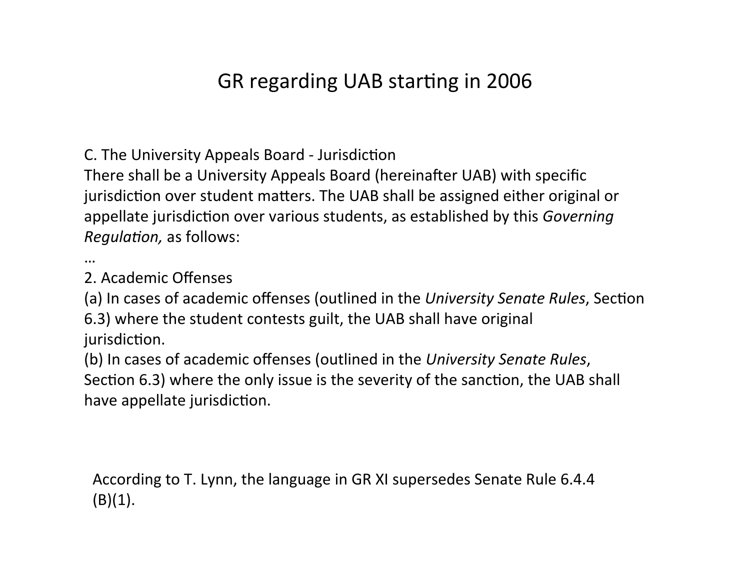# GR regarding UAB starting in 2006

C. The University Appeals Board - Jurisdiction
There shall be a University Appeals Board (hereinafter UAB) with specific jurisdiction over student matters. The UAB shall be assigned either original or appellate jurisdiction over various students, as established by this *Governing Regulation,* as follows:

…

2. Academic Offenses

(a) In cases of academic offenses (outlined in the *University Senate Rules*, Section 6.3) where the student contests guilt, the UAB shall have original jurisdiction.

(b) In cases of academic offenses (outlined in the *University Senate Rules*, Section 6.3) where the only issue is the severity of the sanction, the UAB shall have appellate jurisdiction.

According to T. Lynn, the language in GR XI supersedes Senate Rule 6.4.4 (B)(1).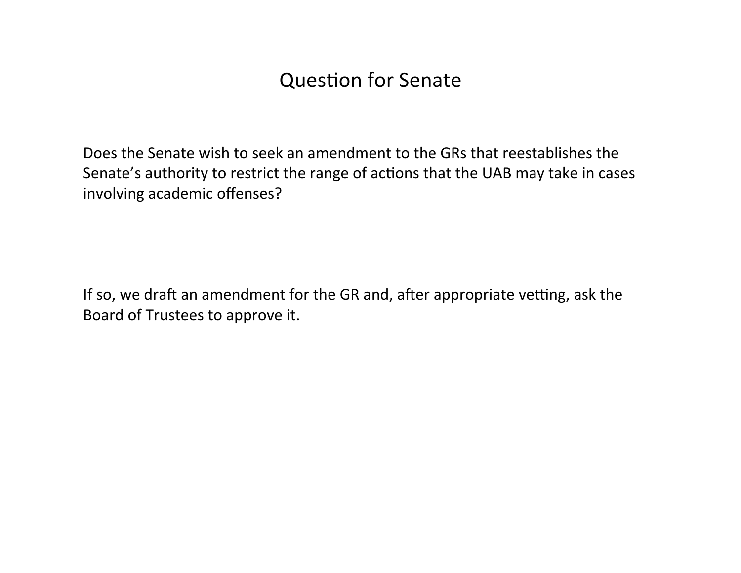# Question for Senate

Does the Senate wish to seek an amendment to the GRs that reestablishes the Senate's authority to restrict the range of actions that the UAB may take in cases involving academic offenses?

If so, we draft an amendment for the GR and, after appropriate vetting, ask the Board of Trustees to approve it.